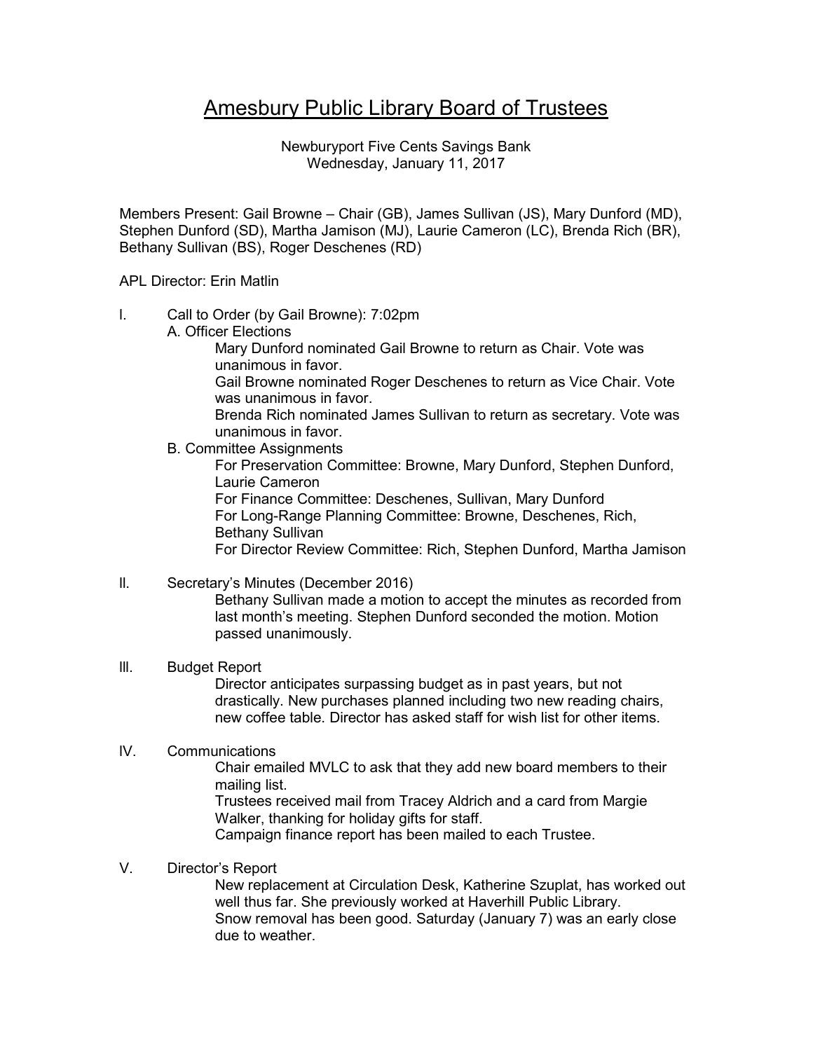# Amesbury Public Library Board of Trustees

Newburyport Five Cents Savings Bank
Wednesday, January 11, 2017

Members Present: Gail Browne – Chair (GB), James Sullivan (JS), Mary Dunford (MD), Stephen Dunford (SD), Martha Jamison (MJ), Laurie Cameron (LC), Brenda Rich (BR), Bethany Sullivan (BS), Roger Deschenes (RD)

APL Director: Erin Matlin

I. Call to Order (by Gail Browne): 7:02pm

A. Officer Elections

Mary Dunford nominated Gail Browne to return as Chair. Vote was unanimous in favor.

Gail Browne nominated Roger Deschenes to return as Vice Chair. Vote was unanimous in favor.

Brenda Rich nominated James Sullivan to return as secretary. Vote was unanimous in favor.

B. Committee Assignments

For Preservation Committee: Browne, Mary Dunford, Stephen Dunford, Laurie Cameron

For Finance Committee: Deschenes, Sullivan, Mary Dunford

For Long-Range Planning Committee: Browne, Deschenes, Rich, Bethany Sullivan

For Director Review Committee: Rich, Stephen Dunford, Martha Jamison

II. Secretary's Minutes (December 2016)

Bethany Sullivan made a motion to accept the minutes as recorded from last month's meeting. Stephen Dunford seconded the motion. Motion passed unanimously.

III. Budget Report

Director anticipates surpassing budget as in past years, but not drastically. New purchases planned including two new reading chairs, new coffee table. Director has asked staff for wish list for other items.

IV. Communications

Chair emailed MVLC to ask that they add new board members to their mailing list.

Trustees received mail from Tracey Aldrich and a card from Margie Walker, thanking for holiday gifts for staff.

Campaign finance report has been mailed to each Trustee.

V. Director's Report

New replacement at Circulation Desk, Katherine Szuplat, has worked out well thus far. She previously worked at Haverhill Public Library.

Snow removal has been good. Saturday (January 7) was an early close due to weather.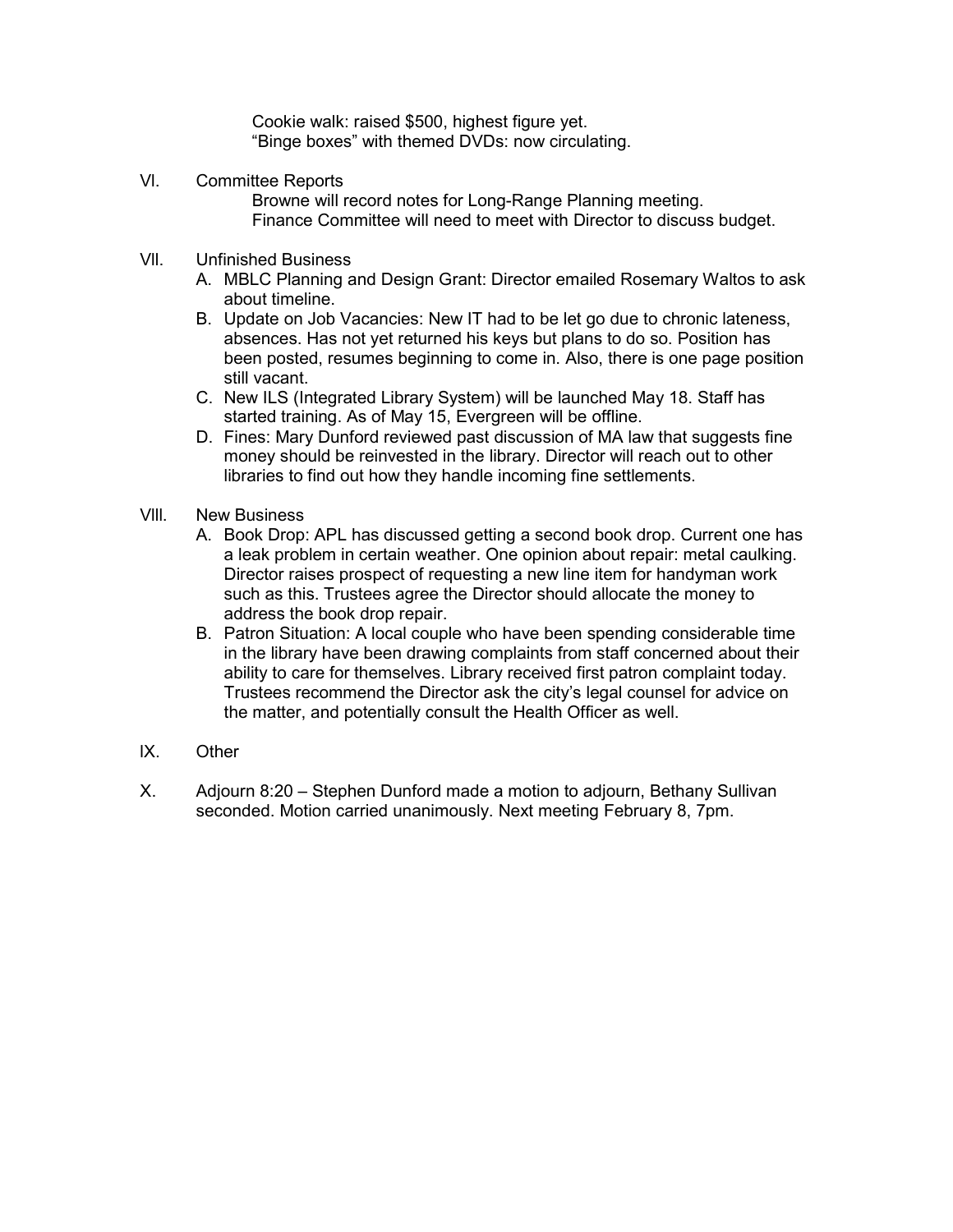Cookie walk: raised $500, highest figure yet.
"Binge boxes" with themed DVDs: now circulating.

VI. Committee Reports

Browne will record notes for Long-Range Planning meeting.
Finance Committee will need to meet with Director to discuss budget.

VII. Unfinished Business

A. MBLC Planning and Design Grant: Director emailed Rosemary Waltos to ask about timeline.
B. Update on Job Vacancies: New IT had to be let go due to chronic lateness, absences. Has not yet returned his keys but plans to do so. Position has been posted, resumes beginning to come in. Also, there is one page position still vacant.
C. New ILS (Integrated Library System) will be launched May 18. Staff has started training. As of May 15, Evergreen will be offline.
D. Fines: Mary Dunford reviewed past discussion of MA law that suggests fine money should be reinvested in the library. Director will reach out to other libraries to find out how they handle incoming fine settlements.

VIII. New Business

A. Book Drop: APL has discussed getting a second book drop. Current one has a leak problem in certain weather. One opinion about repair: metal caulking. Director raises prospect of requesting a new line item for handyman work such as this. Trustees agree the Director should allocate the money to address the book drop repair.
B. Patron Situation: A local couple who have been spending considerable time in the library have been drawing complaints from staff concerned about their ability to care for themselves. Library received first patron complaint today. Trustees recommend the Director ask the city's legal counsel for advice on the matter, and potentially consult the Health Officer as well.

IX. Other

X. Adjourn 8:20 – Stephen Dunford made a motion to adjourn, Bethany Sullivan seconded. Motion carried unanimously. Next meeting February 8, 7pm.